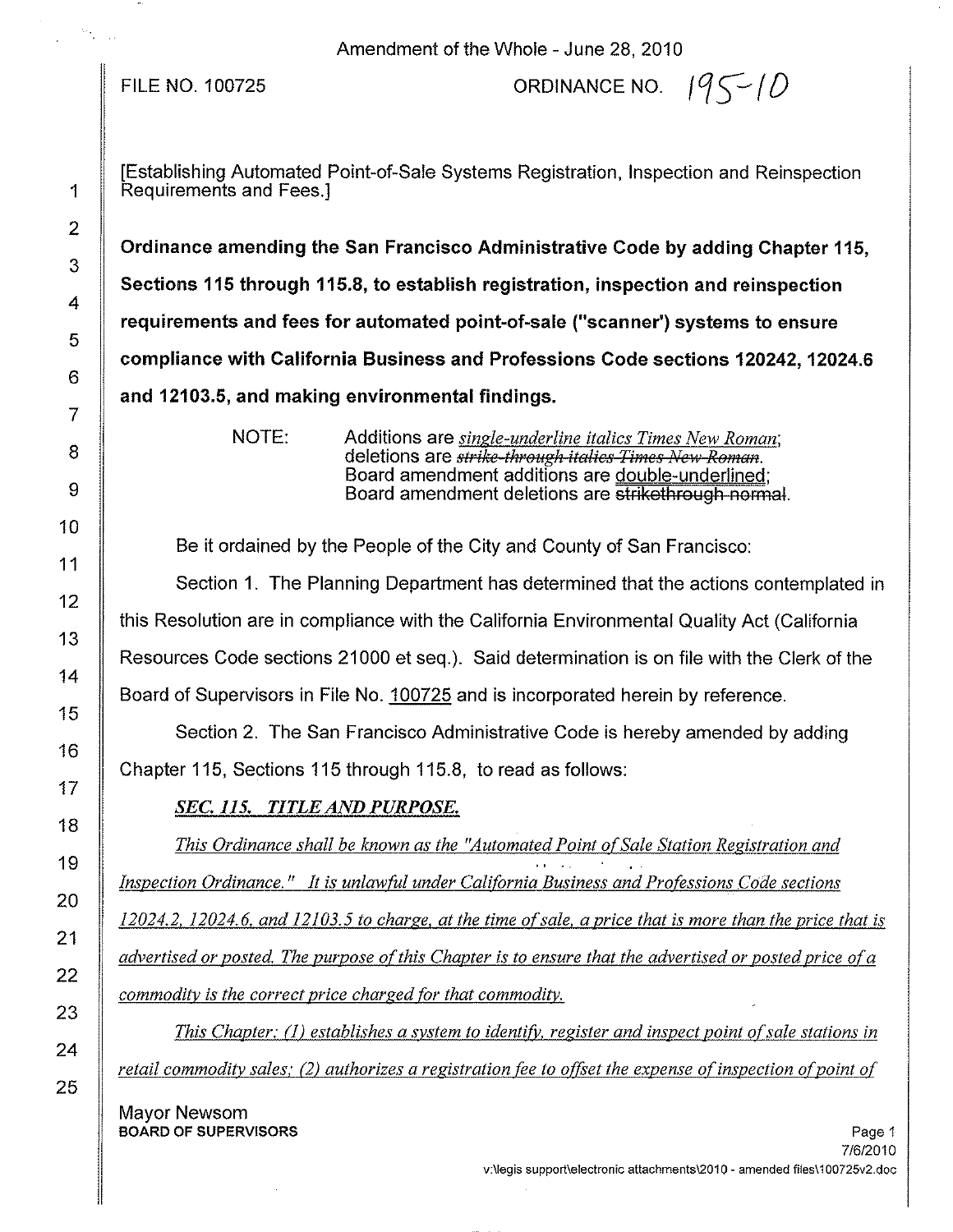Amendment of the Whole - June 28, 2010

FILE NO. 100725 ORDINANCE NO. 195-10

[Establishing Automated Point-of-Sale Systems Registration, Inspection and Reinspection Requirements and Fees.]

**Ordinance amending the San Francisco Administrative Code by adding Chapter 115, Sections 115 through 115.8, to establish registration, inspection and reinspection requirements and fees for automated point-of-sale ("scanner') systems to ensure compliance with California Business and Professions Code sections 120242, 12024.6 and 12103.5, and making environmental findings.**

NOTE: Additions are *single-underline italics Times New Roman*; deletions are ~~*strike-through italics Times New Roman*~~. Board amendment additions are double-underlined; Board amendment deletions are ~~strikethrough normal~~.

Be it ordained by the People of the City and County of San Francisco:

Section 1. The Planning Department has determined that the actions contemplated in this Resolution are in compliance with the California Environmental Quality Act (California Resources Code sections 21000 et seq.). Said determination is on file with the Clerk of the Board of Supervisors in File No. 100725 and is incorporated herein by reference.

Section 2. The San Francisco Administrative Code is hereby amended by adding Chapter 115, Sections 115 through 115.8, to read as follows:

***SEC. 115. TITLE AND PURPOSE.***

*This Ordinance shall be known as the "Automated Point of Sale Station Registration and Inspection Ordinance." It is unlawful under California Business and Professions Code sections 12024.2, 12024.6, and 12103.5 to charge, at the time of sale, a price that is more than the price that is advertised or posted. The purpose of this Chapter is to ensure that the advertised or posted price of a commodity is the correct price charged for that commodity.*

*This Chapter: (1) establishes a system to identify, register and inspect point of sale stations in retail commodity sales; (2) authorizes a registration fee to offset the expense of inspection of point of*

Mayor Newsom
BOARD OF SUPERVISORS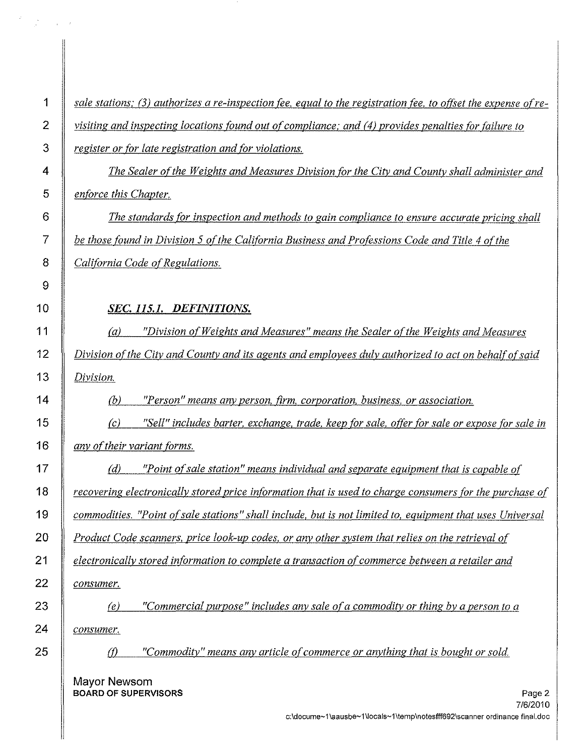*sale stations; (3) authorizes a re-inspection fee, equal to the registration fee, to offset the expense of re-visiting and inspecting locations found out of compliance; and (4) provides penalties for failure to register or for late registration and for violations.*

*The Sealer of the Weights and Measures Division for the City and County shall administer and enforce this Chapter.*

*The standards for inspection and methods to gain compliance to ensure accurate pricing shall be those found in Division 5 of the California Business and Professions Code and Title 4 of the California Code of Regulations.*

***SEC. 115.1. DEFINITIONS.***

*(a) "Division of Weights and Measures" means the Sealer of the Weights and Measures Division of the City and County and its agents and employees duly authorized to act on behalf of said Division.*

*(b) "Person" means any person, firm, corporation, business, or association.*

*(c) "Sell" includes barter, exchange, trade, keep for sale, offer for sale or expose for sale in any of their variant forms.*

*(d) "Point of sale station" means individual and separate equipment that is capable of recovering electronically stored price information that is used to charge consumers for the purchase of commodities. "Point of sale stations" shall include, but is not limited to, equipment that uses Universal Product Code scanners, price look-up codes, or any other system that relies on the retrieval of electronically stored information to complete a transaction of commerce between a retailer and consumer.*

*(e) "Commercial purpose" includes any sale of a commodity or thing by a person to a consumer.*

*(f) "Commodity" means any article of commerce or anything that is bought or sold.*

Mayor Newsom
BOARD OF SUPERVISORS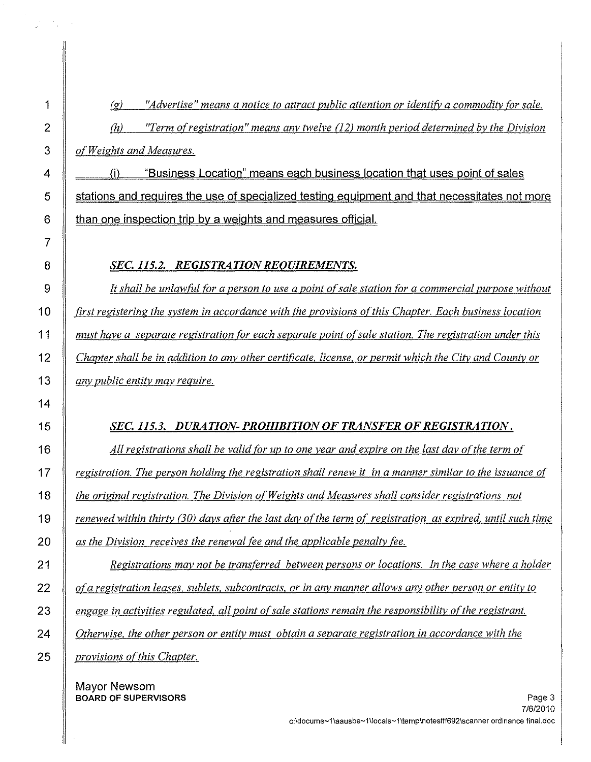*(g) "Advertise" means a notice to attract public attention or identify a commodity for sale.*

*(h) "Term of registration" means any twelve (12) month period determined by the Division of Weights and Measures.*

(i) "Business Location" means each business location that uses point of sales stations and requires the use of specialized testing equipment and that necessitates not more than one inspection trip by a weights and measures official.

***SEC. 115.2. REGISTRATION REQUIREMENTS.***

*It shall be unlawful for a person to use a point of sale station for a commercial purpose without first registering the system in accordance with the provisions of this Chapter. Each business location must have a separate registration for each separate point of sale station. The registration under this Chapter shall be in addition to any other certificate, license, or permit which the City and County or any public entity may require.*

***SEC. 115.3. DURATION- PROHIBITION OF TRANSFER OF REGISTRATION.***

*All registrations shall be valid for up to one year and expire on the last day of the term of registration. The person holding the registration shall renew it in a manner similar to the issuance of the original registration. The Division of Weights and Measures shall consider registrations not renewed within thirty (30) days after the last day of the term of registration as expired, until such time as the Division receives the renewal fee and the applicable penalty fee.*

*Registrations may not be transferred between persons or locations. In the case where a holder of a registration leases, sublets, subcontracts, or in any manner allows any other person or entity to engage in activities regulated, all point of sale stations remain the responsibility of the registrant. Otherwise, the other person or entity must obtain a separate registration in accordance with the provisions of this Chapter.*

Mayor Newsom
**BOARD OF SUPERVISORS**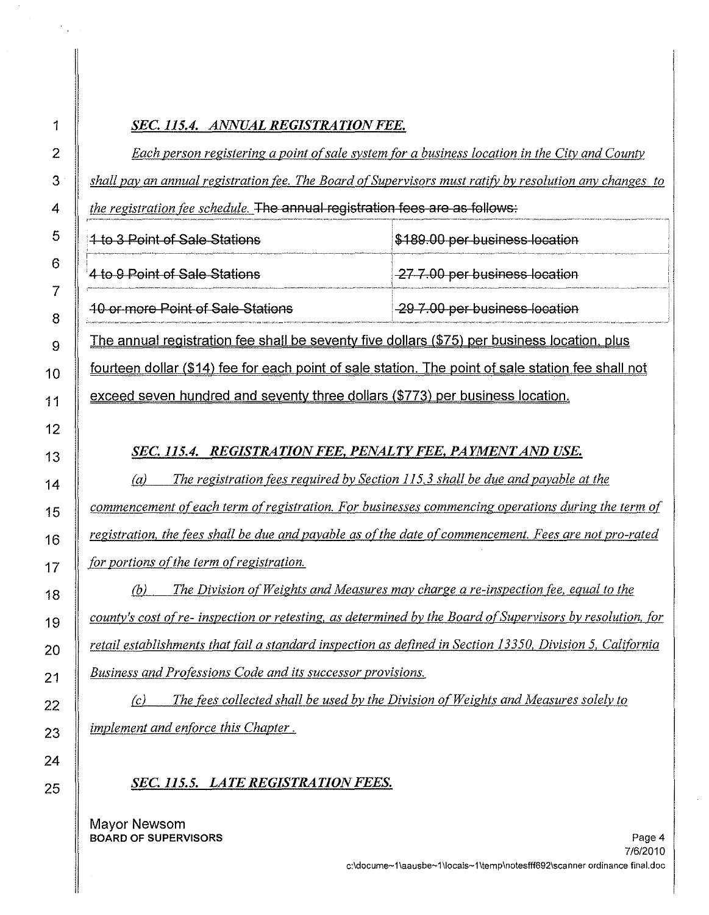***SEC. 115.4. ANNUAL REGISTRATION FEE.***

*Each person registering a point of sale system for a business location in the City and County shall pay an annual registration fee. The Board of Supervisors must ratify by resolution any changes to the registration fee schedule.* ~~The annual registration fees are as follows:~~

| | |
|---|---|
| ~~1 to 3 Point of Sale Stations~~ | ~~$189.00 per business location~~ |
| ~~4 to 9 Point of Sale Stations~~ | ~~277.00 per business location~~ |
| ~~10 or more Point of Sale Stations~~ | ~~297.00 per business location~~ |

The annual registration fee shall be seventy five dollars ($75) per business location, plus fourteen dollar ($14) fee for each point of sale station. The point of sale station fee shall not exceed seven hundred and seventy three dollars ($773) per business location.

***SEC. 115.4. REGISTRATION FEE, PENALTY FEE, PAYMENT AND USE.***

*(a) The registration fees required by Section 115.3 shall be due and payable at the commencement of each term of registration. For businesses commencing operations during the term of registration, the fees shall be due and payable as of the date of commencement. Fees are not pro-rated for portions of the term of registration.*

*(b) The Division of Weights and Measures may charge a re-inspection fee, equal to the county's cost of re- inspection or retesting, as determined by the Board of Supervisors by resolution, for retail establishments that fail a standard inspection as defined in Section 13350, Division 5, California Business and Professions Code and its successor provisions.*

*(c) The fees collected shall be used by the Division of Weights and Measures solely to implement and enforce this Chapter .*

***SEC. 115.5. LATE REGISTRATION FEES.***

Mayor Newsom
**BOARD OF SUPERVISORS**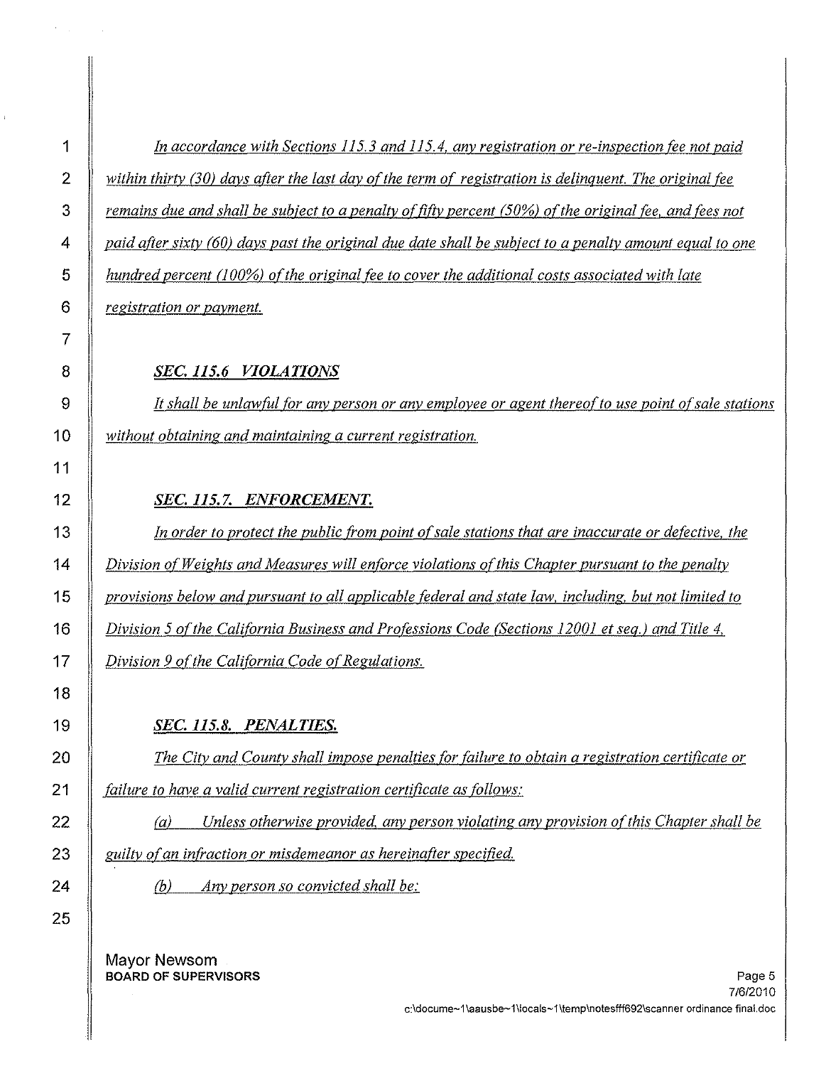*In accordance with Sections 115.3 and 115.4, any registration or re-inspection fee not paid within thirty (30) days after the last day of the term of registration is delinquent. The original fee remains due and shall be subject to a penalty of fifty percent (50%) of the original fee, and fees not paid after sixty (60) days past the original due date shall be subject to a penalty amount equal to one hundred percent (100%) of the original fee to cover the additional costs associated with late registration or payment.*

***SEC. 115.6 VIOLATIONS***

*It shall be unlawful for any person or any employee or agent thereof to use point of sale stations without obtaining and maintaining a current registration.*

***SEC. 115.7. ENFORCEMENT.***

*In order to protect the public from point of sale stations that are inaccurate or defective, the Division of Weights and Measures will enforce violations of this Chapter pursuant to the penalty provisions below and pursuant to all applicable federal and state law, including, but not limited to Division 5 of the California Business and Professions Code (Sections 12001 et seq.) and Title 4, Division 9 of the California Code of Regulations.*

***SEC. 115.8. PENALTIES.***

*The City and County shall impose penalties for failure to obtain a registration certificate or failure to have a valid current registration certificate as follows:*

*(a) Unless otherwise provided, any person violating any provision of this Chapter shall be guilty of an infraction or misdemeanor as hereinafter specified.*

*(b) Any person so convicted shall be:*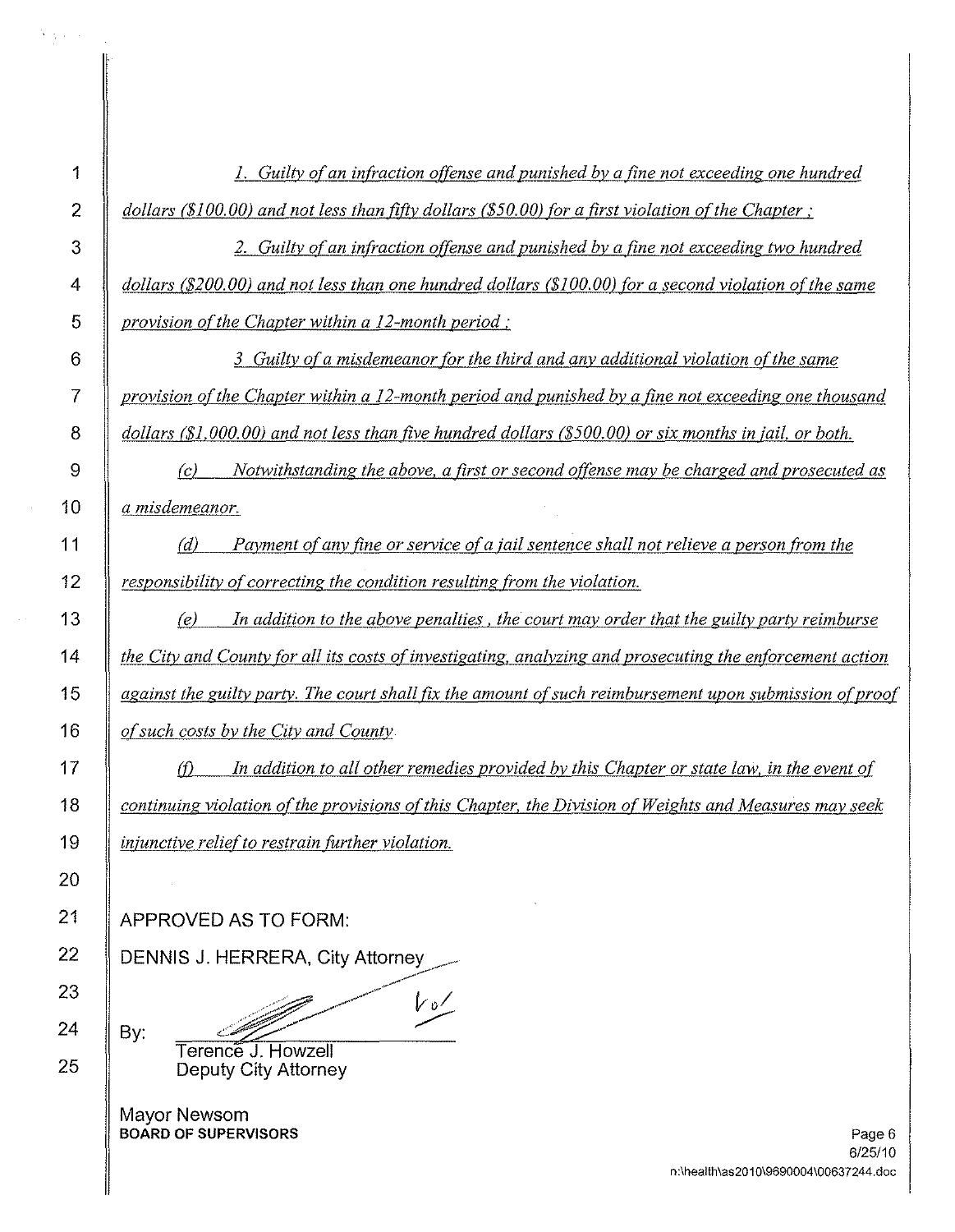*1. Guilty of an infraction offense and punished by a fine not exceeding one hundred dollars ($100.00) and not less than fifty dollars ($50.00) for a first violation of the Chapter ;*

*2. Guilty of an infraction offense and punished by a fine not exceeding two hundred dollars ($200.00) and not less than one hundred dollars ($100.00) for a second violation of the same provision of the Chapter within a 12-month period ;*

*3 Guilty of a misdemeanor for the third and any additional violation of the same provision of the Chapter within a 12-month period and punished by a fine not exceeding one thousand dollars ($1,000.00) and not less than five hundred dollars ($500.00) or six months in jail, or both.*

*(c) Notwithstanding the above, a first or second offense may be charged and prosecuted as a misdemeanor.*

*(d) Payment of any fine or service of a jail sentence shall not relieve a person from the responsibility of correcting the condition resulting from the violation.*

*(e) In addition to the above penalties , the court may order that the guilty party reimburse the City and County for all its costs of investigating, analyzing and prosecuting the enforcement action against the guilty party. The court shall fix the amount of such reimbursement upon submission of proof of such costs by the City and County.*

*(f) In addition to all other remedies provided by this Chapter or state law, in the event of continuing violation of the provisions of this Chapter, the Division of Weights and Measures may seek injunctive relief to restrain further violation.*

APPROVED AS TO FORM:

DENNIS J. HERRERA, City Attorney

By: ______________________

Terence J. Howzell
Deputy City Attorney

Mayor Newsom
**BOARD OF SUPERVISORS**

6/25/10
n:\health\as2010\9690004\00637244.doc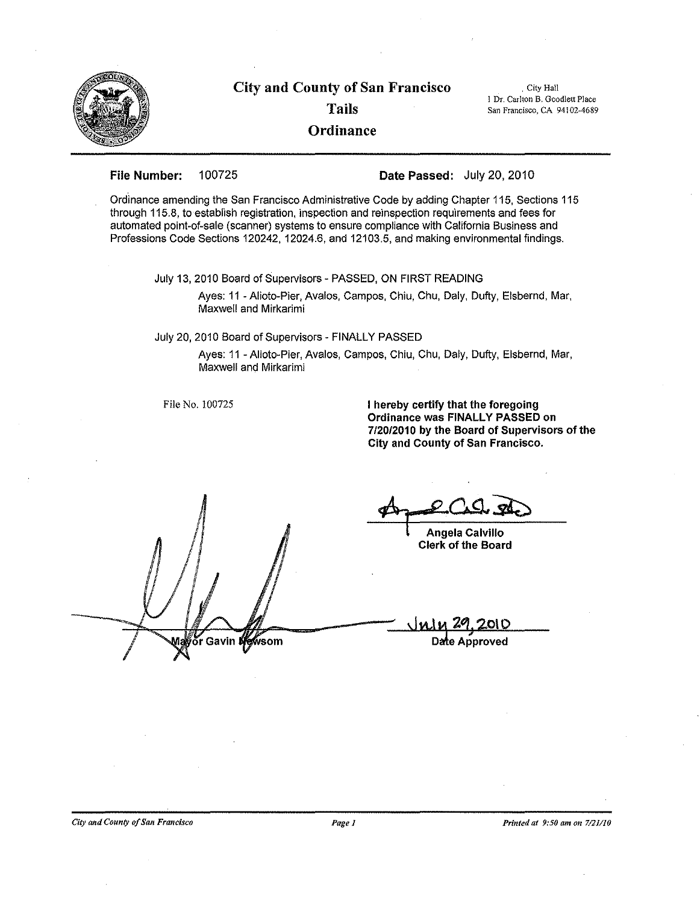# City and County of San Francisco

## Tails

## Ordinance

City Hall
1 Dr. Carlton B. Goodlett Place
San Francisco, CA 94102-4689

**File Number:** 100725 **Date Passed:** July 20, 2010

Ordinance amending the San Francisco Administrative Code by adding Chapter 115, Sections 115 through 115.8, to establish registration, inspection and reinspection requirements and fees for automated point-of-sale (scanner) systems to ensure compliance with California Business and Professions Code Sections 120242, 12024.6, and 12103.5, and making environmental findings.

July 13, 2010 Board of Supervisors - PASSED, ON FIRST READING

Ayes: 11 - Alioto-Pier, Avalos, Campos, Chiu, Chu, Daly, Dufty, Elsbernd, Mar, Maxwell and Mirkarimi

July 20, 2010 Board of Supervisors - FINALLY PASSED

Ayes: 11 - Alioto-Pier, Avalos, Campos, Chiu, Chu, Daly, Dufty, Elsbernd, Mar, Maxwell and Mirkarimi

File No. 100725

**I hereby certify that the foregoing Ordinance was FINALLY PASSED on 7/20/2010 by the Board of Supervisors of the City and County of San Francisco.**

**Angela Calvillo**
**Clerk of the Board**

**Mayor Gavin Newsom**

July 29, 2010
**Date Approved**

*Printed at 9:50 am on 7/21/10*